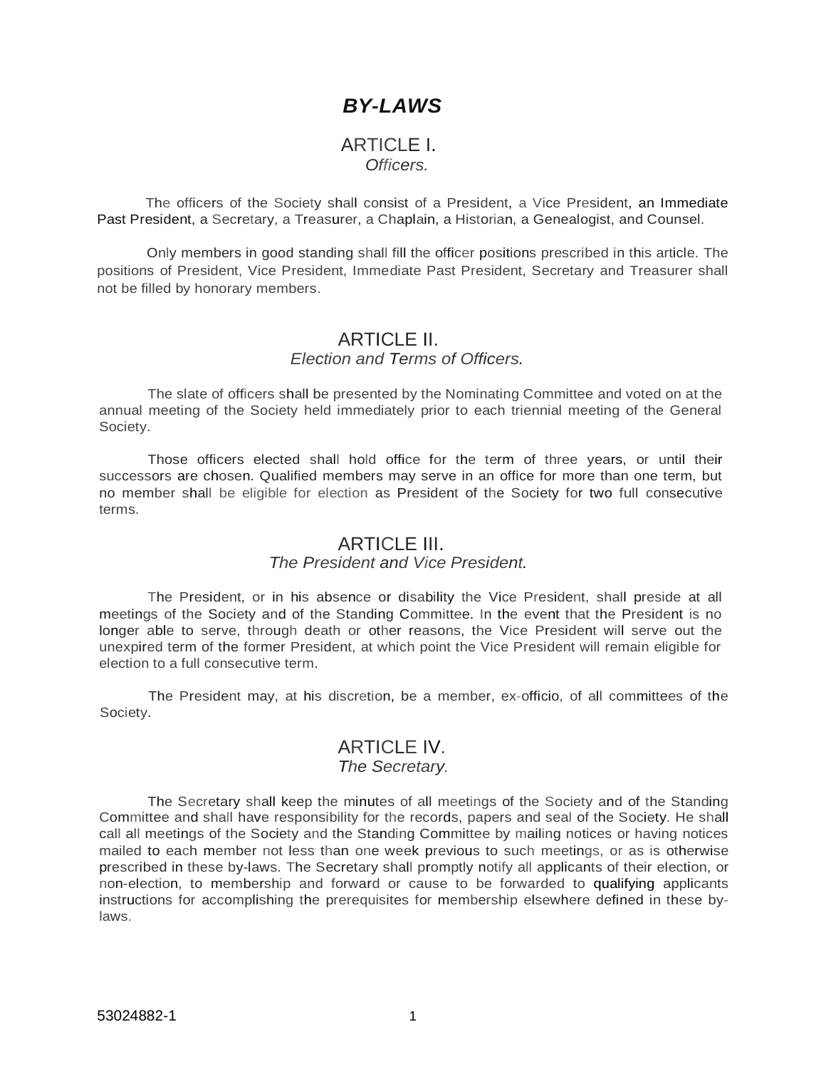# *BY-LAWS*

## ARTICLE I.
### *Officers.*

The officers of the Society shall consist of a President, a Vice President, an Immediate Past President, a Secretary, a Treasurer, a Chaplain, a Historian, a Genealogist, and Counsel.

Only members in good standing shall fill the officer positions prescribed in this article. The positions of President, Vice President, Immediate Past President, Secretary and Treasurer shall not be filled by honorary members.

## ARTICLE II.
### *Election and Terms of Officers.*

The slate of officers shall be presented by the Nominating Committee and voted on at the annual meeting of the Society held immediately prior to each triennial meeting of the General Society.

Those officers elected shall hold office for the term of three years, or until their successors are chosen. Qualified members may serve in an office for more than one term, but no member shall be eligible for election as President of the Society for two full consecutive terms.

## ARTICLE III.
### *The President and Vice President.*

The President, or in his absence or disability the Vice President, shall preside at all meetings of the Society and of the Standing Committee. In the event that the President is no longer able to serve, through death or other reasons, the Vice President will serve out the unexpired term of the former President, at which point the Vice President will remain eligible for election to a full consecutive term.

The President may, at his discretion, be a member, ex-officio, of all committees of the Society.

## ARTICLE IV.
### *The Secretary.*

The Secretary shall keep the minutes of all meetings of the Society and of the Standing Committee and shall have responsibility for the records, papers and seal of the Society. He shall call all meetings of the Society and the Standing Committee by mailing notices or having notices mailed to each member not less than one week previous to such meetings, or as is otherwise prescribed in these by-laws. The Secretary shall promptly notify all applicants of their election, or non-election, to membership and forward or cause to be forwarded to qualifying applicants instructions for accomplishing the prerequisites for membership elsewhere defined in these by-laws.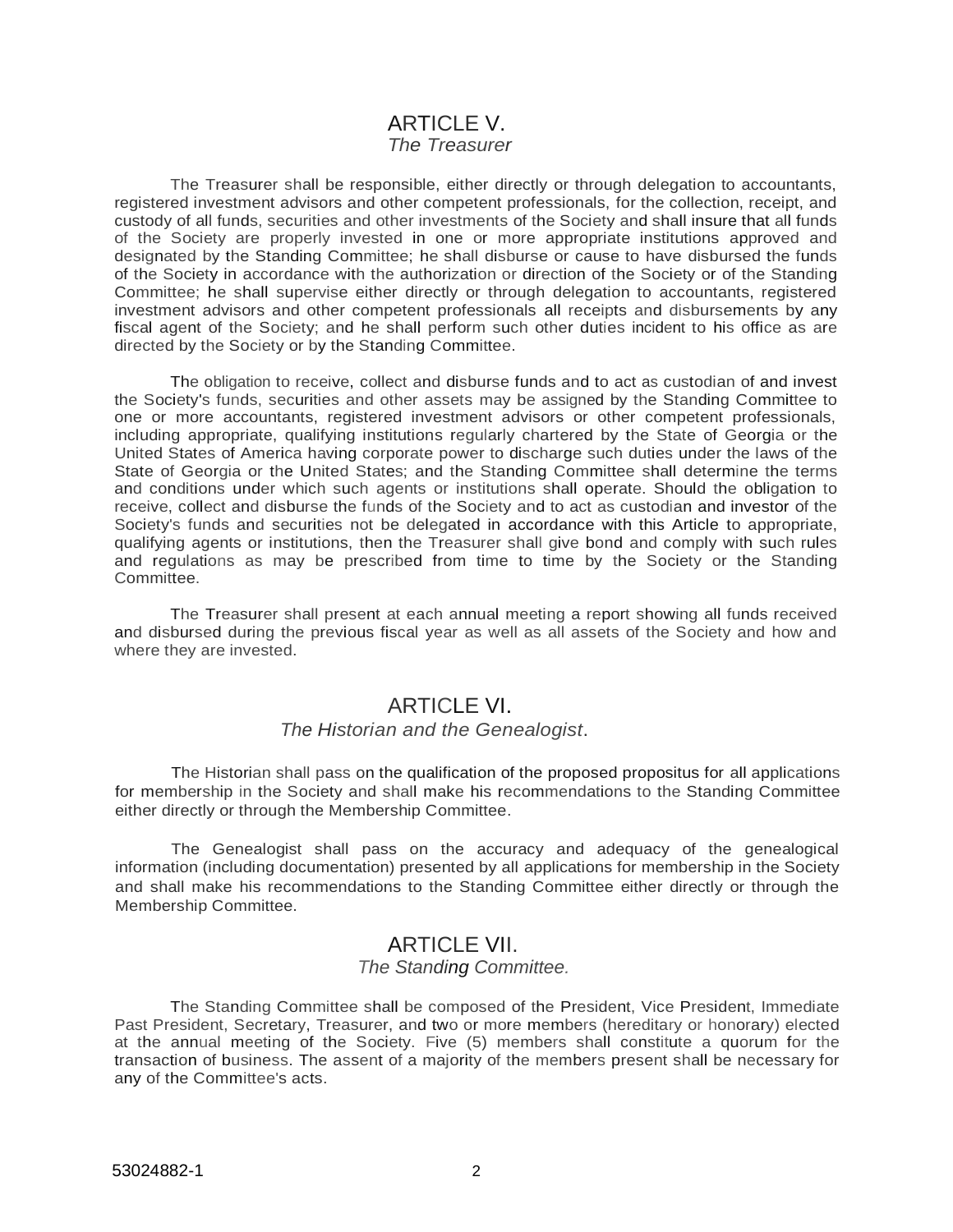## ARTICLE V.

*The Treasurer*

The Treasurer shall be responsible, either directly or through delegation to accountants, registered investment advisors and other competent professionals, for the collection, receipt, and custody of all funds, securities and other investments of the Society and shall insure that all funds of the Society are properly invested in one or more appropriate institutions approved and designated by the Standing Committee; he shall disburse or cause to have disbursed the funds of the Society in accordance with the authorization or direction of the Society or of the Standing Committee; he shall supervise either directly or through delegation to accountants, registered investment advisors and other competent professionals all receipts and disbursements by any fiscal agent of the Society; and he shall perform such other duties incident to his office as are directed by the Society or by the Standing Committee.

The obligation to receive, collect and disburse funds and to act as custodian of and invest the Society's funds, securities and other assets may be assigned by the Standing Committee to one or more accountants, registered investment advisors or other competent professionals, including appropriate, qualifying institutions regularly chartered by the State of Georgia or the United States of America having corporate power to discharge such duties under the laws of the State of Georgia or the United States; and the Standing Committee shall determine the terms and conditions under which such agents or institutions shall operate. Should the obligation to receive, collect and disburse the funds of the Society and to act as custodian and investor of the Society's funds and securities not be delegated in accordance with this Article to appropriate, qualifying agents or institutions, then the Treasurer shall give bond and comply with such rules and regulations as may be prescribed from time to time by the Society or the Standing Committee.

The Treasurer shall present at each annual meeting a report showing all funds received and disbursed during the previous fiscal year as well as all assets of the Society and how and where they are invested.

## ARTICLE VI.

*The Historian and the Genealogist*.

The Historian shall pass on the qualification of the proposed propositus for all applications for membership in the Society and shall make his recommendations to the Standing Committee either directly or through the Membership Committee.

The Genealogist shall pass on the accuracy and adequacy of the genealogical information (including documentation) presented by all applications for membership in the Society and shall make his recommendations to the Standing Committee either directly or through the Membership Committee.

## ARTICLE VII.

*The Standing Committee.*

The Standing Committee shall be composed of the President, Vice President, Immediate Past President, Secretary, Treasurer, and two or more members (hereditary or honorary) elected at the annual meeting of the Society. Five (5) members shall constitute a quorum for the transaction of business. The assent of a majority of the members present shall be necessary for any of the Committee's acts.

53024882-1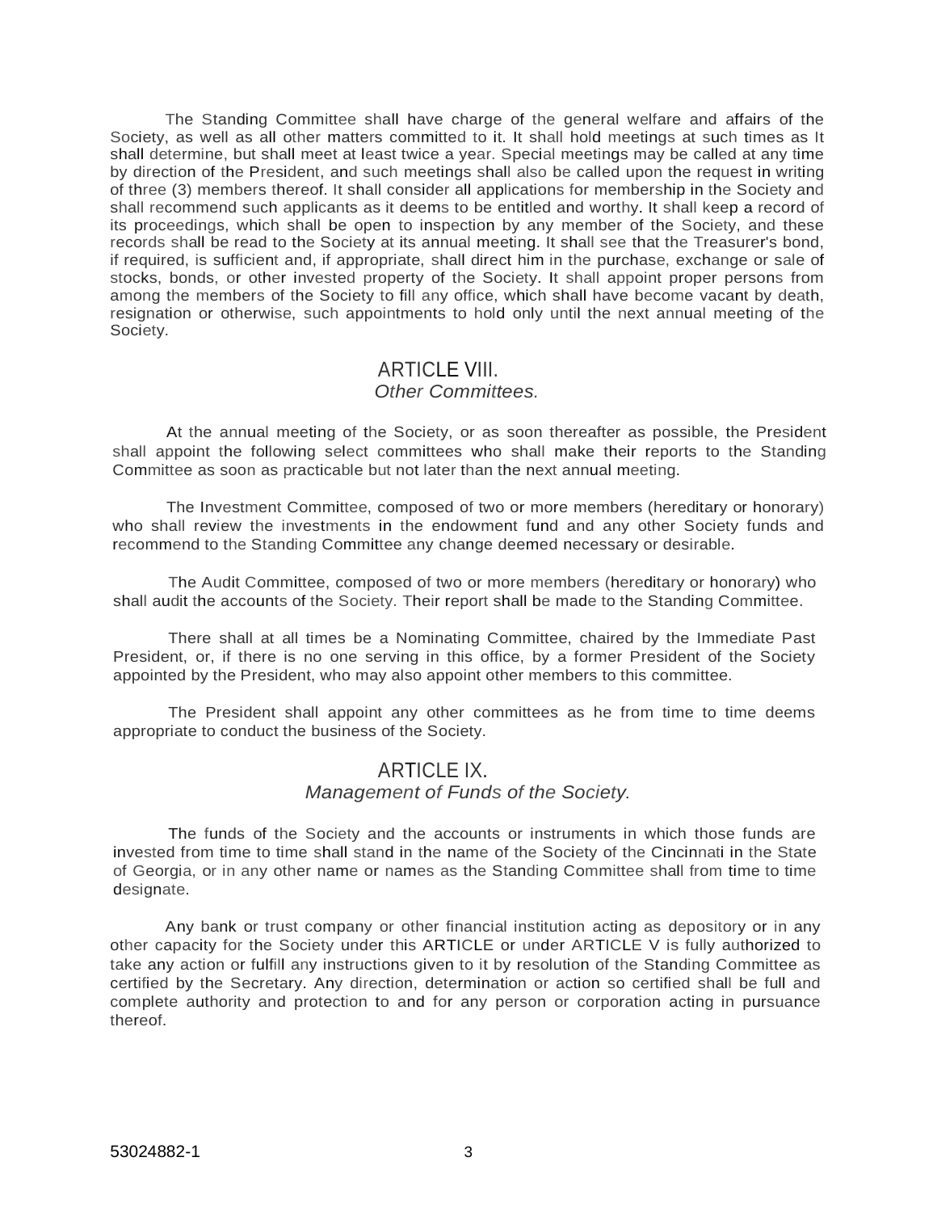The Standing Committee shall have charge of the general welfare and affairs of the Society, as well as all other matters committed to it. It shall hold meetings at such times as It shall determine, but shall meet at least twice a year. Special meetings may be called at any time by direction of the President, and such meetings shall also be called upon the request in writing of three (3) members thereof. It shall consider all applications for membership in the Society and shall recommend such applicants as it deems to be entitled and worthy. It shall keep a record of its proceedings, which shall be open to inspection by any member of the Society, and these records shall be read to the Society at its annual meeting. It shall see that the Treasurer's bond, if required, is sufficient and, if appropriate, shall direct him in the purchase, exchange or sale of stocks, bonds, or other invested property of the Society. It shall appoint proper persons from among the members of the Society to fill any office, which shall have become vacant by death, resignation or otherwise, such appointments to hold only until the next annual meeting of the Society.

## ARTICLE VIII.
*Other Committees.*

At the annual meeting of the Society, or as soon thereafter as possible, the President shall appoint the following select committees who shall make their reports to the Standing Committee as soon as practicable but not later than the next annual meeting.

The Investment Committee, composed of two or more members (hereditary or honorary) who shall review the investments in the endowment fund and any other Society funds and recommend to the Standing Committee any change deemed necessary or desirable.

The Audit Committee, composed of two or more members (hereditary or honorary) who shall audit the accounts of the Society. Their report shall be made to the Standing Committee.

There shall at all times be a Nominating Committee, chaired by the Immediate Past President, or, if there is no one serving in this office, by a former President of the Society appointed by the President, who may also appoint other members to this committee.

The President shall appoint any other committees as he from time to time deems appropriate to conduct the business of the Society.

## ARTICLE IX.
*Management of Funds of the Society.*

The funds of the Society and the accounts or instruments in which those funds are invested from time to time shall stand in the name of the Society of the Cincinnati in the State of Georgia, or in any other name or names as the Standing Committee shall from time to time designate.

Any bank or trust company or other financial institution acting as depository or in any other capacity for the Society under this ARTICLE or under ARTICLE V is fully authorized to take any action or fulfill any instructions given to it by resolution of the Standing Committee as certified by the Secretary. Any direction, determination or action so certified shall be full and complete authority and protection to and for any person or corporation acting in pursuance thereof.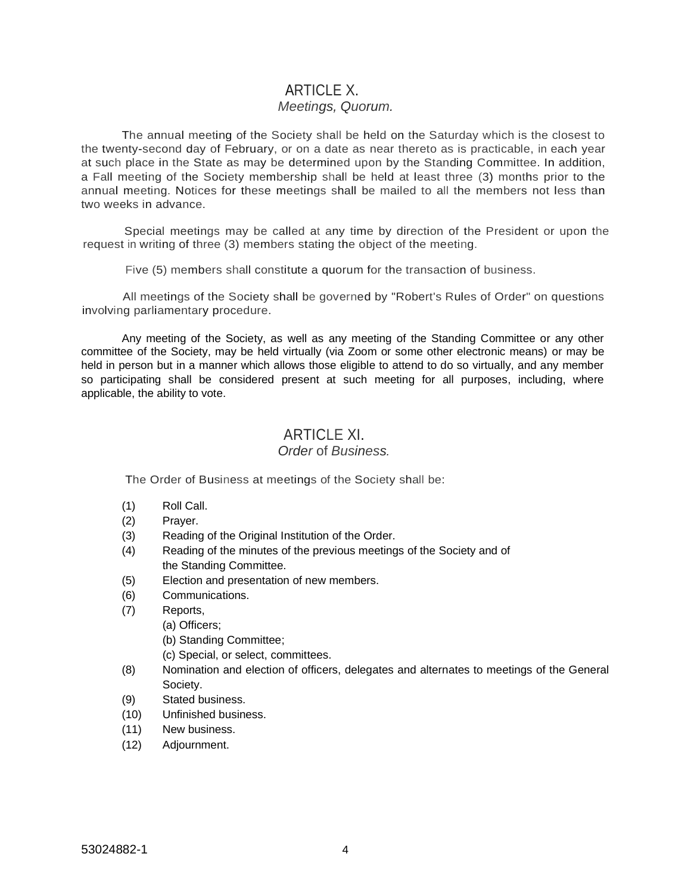## ARTICLE X.

*Meetings, Quorum.*

The annual meeting of the Society shall be held on the Saturday which is the closest to the twenty-second day of February, or on a date as near thereto as is practicable, in each year at such place in the State as may be determined upon by the Standing Committee. In addition, a Fall meeting of the Society membership shall be held at least three (3) months prior to the annual meeting. Notices for these meetings shall be mailed to all the members not less than two weeks in advance.

Special meetings may be called at any time by direction of the President or upon the request in writing of three (3) members stating the object of the meeting.

Five (5) members shall constitute a quorum for the transaction of business.

All meetings of the Society shall be governed by "Robert's Rules of Order" on questions involving parliamentary procedure.

Any meeting of the Society, as well as any meeting of the Standing Committee or any other committee of the Society, may be held virtually (via Zoom or some other electronic means) or may be held in person but in a manner which allows those eligible to attend to do so virtually, and any member so participating shall be considered present at such meeting for all purposes, including, where applicable, the ability to vote.

## ARTICLE XI.

*Order* of *Business.*

The Order of Business at meetings of the Society shall be:

(1) Roll Call.
(2) Prayer.
(3) Reading of the Original Institution of the Order.
(4) Reading of the minutes of the previous meetings of the Society and of the Standing Committee.
(5) Election and presentation of new members.
(6) Communications.
(7) Reports,
 (a) Officers;
 (b) Standing Committee;
 (c) Special, or select, committees.
(8) Nomination and election of officers, delegates and alternates to meetings of the General Society.
(9) Stated business.
(10) Unfinished business.
(11) New business.
(12) Adjournment.

53024882-1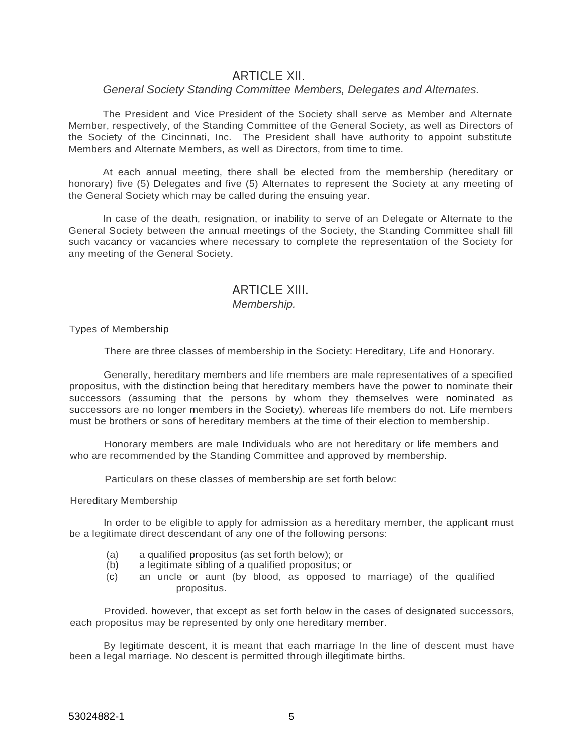## ARTICLE XII.

### *General Society Standing Committee Members, Delegates and Alternates.*

The President and Vice President of the Society shall serve as Member and Alternate Member, respectively, of the Standing Committee of the General Society, as well as Directors of the Society of the Cincinnati, Inc. The President shall have authority to appoint substitute Members and Alternate Members, as well as Directors, from time to time.

At each annual meeting, there shall be elected from the membership (hereditary or honorary) five (5) Delegates and five (5) Alternates to represent the Society at any meeting of the General Society which may be called during the ensuing year.

In case of the death, resignation, or inability to serve of an Delegate or Alternate to the General Society between the annual meetings of the Society, the Standing Committee shall fill such vacancy or vacancies where necessary to complete the representation of the Society for any meeting of the General Society.

## ARTICLE XIII.

### *Membership.*

Types of Membership

There are three classes of membership in the Society: Hereditary, Life and Honorary.

Generally, hereditary members and life members are male representatives of a specified propositus, with the distinction being that hereditary members have the power to nominate their successors (assuming that the persons by whom they themselves were nominated as successors are no longer members in the Society). whereas life members do not. Life members must be brothers or sons of hereditary members at the time of their election to membership.

Honorary members are male Individuals who are not hereditary or life members and who are recommended by the Standing Committee and approved by membership.

Particulars on these classes of membership are set forth below:

Hereditary Membership

In order to be eligible to apply for admission as a hereditary member, the applicant must be a legitimate direct descendant of any one of the following persons:

(a) a qualified propositus (as set forth below); or
(b) a legitimate sibling of a qualified propositus; or
(c) an uncle or aunt (by blood, as opposed to marriage) of the qualified propositus.

Provided. however, that except as set forth below in the cases of designated successors, each propositus may be represented by only one hereditary member.

By legitimate descent, it is meant that each marriage In the line of descent must have been a legal marriage. No descent is permitted through illegitimate births.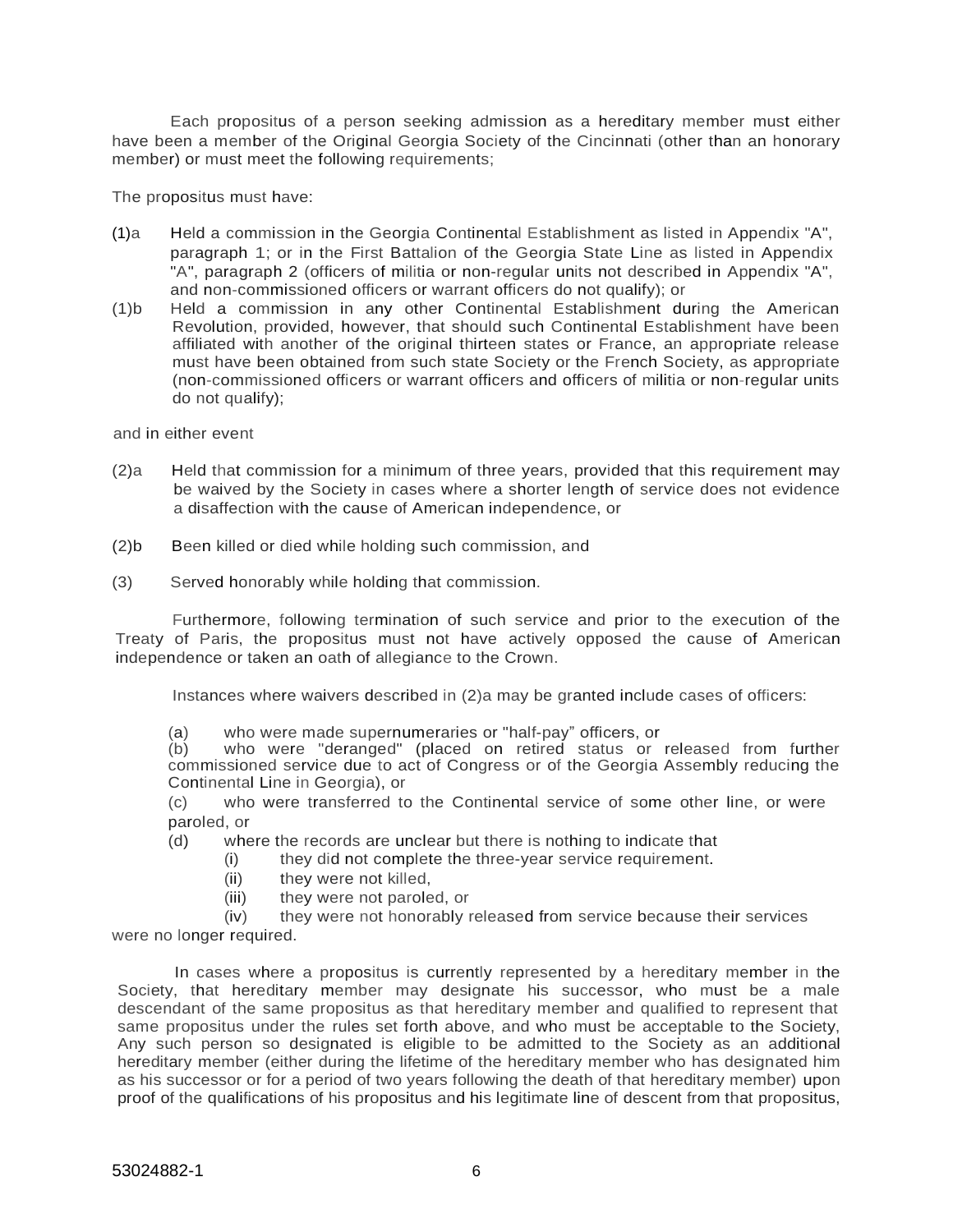Each propositus of a person seeking admission as a hereditary member must either have been a member of the Original Georgia Society of the Cincinnati (other than an honorary member) or must meet the following requirements;

The propositus must have:

(1)a Held a commission in the Georgia Continental Establishment as listed in Appendix "A", paragraph 1; or in the First Battalion of the Georgia State Line as listed in Appendix "A", paragraph 2 (officers of militia or non-regular units not described in Appendix "A", and non-commissioned officers or warrant officers do not qualify); or

(1)b Held a commission in any other Continental Establishment during the American Revolution, provided, however, that should such Continental Establishment have been affiliated with another of the original thirteen states or France, an appropriate release must have been obtained from such state Society or the French Society, as appropriate (non-commissioned officers or warrant officers and officers of militia or non-regular units do not qualify);

and in either event

(2)a Held that commission for a minimum of three years, provided that this requirement may be waived by the Society in cases where a shorter length of service does not evidence a disaffection with the cause of American independence, or

(2)b Been killed or died while holding such commission, and

(3) Served honorably while holding that commission.

Furthermore, following termination of such service and prior to the execution of the Treaty of Paris, the propositus must not have actively opposed the cause of American independence or taken an oath of allegiance to the Crown.

Instances where waivers described in (2)a may be granted include cases of officers:

(a) who were made supernumeraries or "half-pay" officers, or
(b) who were "deranged" (placed on retired status or released from further commissioned service due to act of Congress or of the Georgia Assembly reducing the Continental Line in Georgia), or
(c) who were transferred to the Continental service of some other line, or were paroled, or
(d) where the records are unclear but there is nothing to indicate that
  (i) they did not complete the three-year service requirement.
  (ii) they were not killed,
  (iii) they were not paroled, or
  (iv) they were not honorably released from service because their services were no longer required.

In cases where a propositus is currently represented by a hereditary member in the Society, that hereditary member may designate his successor, who must be a male descendant of the same propositus as that hereditary member and qualified to represent that same propositus under the rules set forth above, and who must be acceptable to the Society, Any such person so designated is eligible to be admitted to the Society as an additional hereditary member (either during the lifetime of the hereditary member who has designated him as his successor or for a period of two years following the death of that hereditary member) upon proof of the qualifications of his propositus and his legitimate line of descent from that propositus,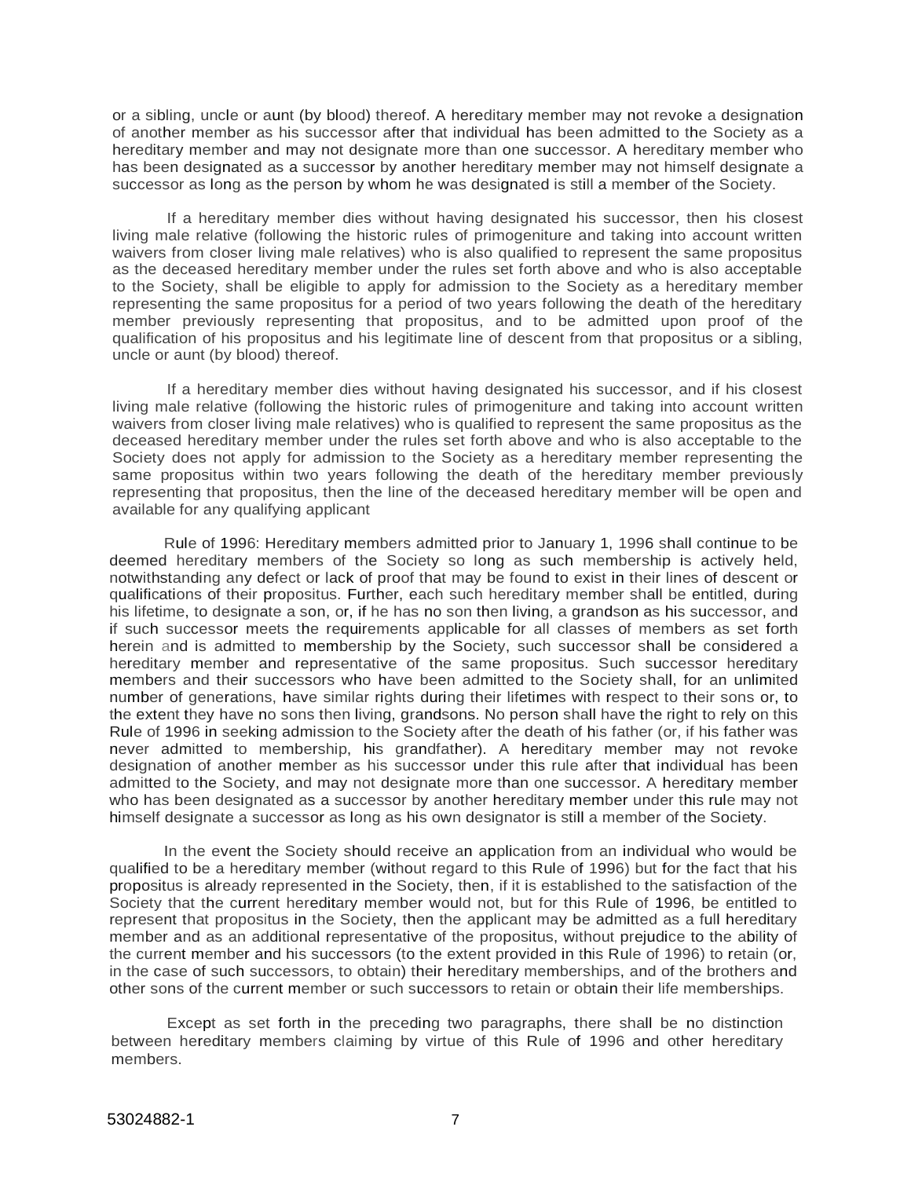or a sibling, uncle or aunt (by blood) thereof. A hereditary member may not revoke a designation of another member as his successor after that individual has been admitted to the Society as a hereditary member and may not designate more than one successor. A hereditary member who has been designated as a successor by another hereditary member may not himself designate a successor as long as the person by whom he was designated is still a member of the Society.

If a hereditary member dies without having designated his successor, then his closest living male relative (following the historic rules of primogeniture and taking into account written waivers from closer living male relatives) who is also qualified to represent the same propositus as the deceased hereditary member under the rules set forth above and who is also acceptable to the Society, shall be eligible to apply for admission to the Society as a hereditary member representing the same propositus for a period of two years following the death of the hereditary member previously representing that propositus, and to be admitted upon proof of the qualification of his propositus and his legitimate line of descent from that propositus or a sibling, uncle or aunt (by blood) thereof.

If a hereditary member dies without having designated his successor, and if his closest living male relative (following the historic rules of primogeniture and taking into account written waivers from closer living male relatives) who is qualified to represent the same propositus as the deceased hereditary member under the rules set forth above and who is also acceptable to the Society does not apply for admission to the Society as a hereditary member representing the same propositus within two years following the death of the hereditary member previously representing that propositus, then the line of the deceased hereditary member will be open and available for any qualifying applicant

Rule of 1996: Hereditary members admitted prior to January 1, 1996 shall continue to be deemed hereditary members of the Society so long as such membership is actively held, notwithstanding any defect or lack of proof that may be found to exist in their lines of descent or qualifications of their propositus. Further, each such hereditary member shall be entitled, during his lifetime, to designate a son, or, if he has no son then living, a grandson as his successor, and if such successor meets the requirements applicable for all classes of members as set forth herein and is admitted to membership by the Society, such successor shall be considered a hereditary member and representative of the same propositus. Such successor hereditary members and their successors who have been admitted to the Society shall, for an unlimited number of generations, have similar rights during their lifetimes with respect to their sons or, to the extent they have no sons then living, grandsons. No person shall have the right to rely on this Rule of 1996 in seeking admission to the Society after the death of his father (or, if his father was never admitted to membership, his grandfather). A hereditary member may not revoke designation of another member as his successor under this rule after that individual has been admitted to the Society, and may not designate more than one successor. A hereditary member who has been designated as a successor by another hereditary member under this rule may not himself designate a successor as long as his own designator is still a member of the Society.

In the event the Society should receive an application from an individual who would be qualified to be a hereditary member (without regard to this Rule of 1996) but for the fact that his propositus is already represented in the Society, then, if it is established to the satisfaction of the Society that the current hereditary member would not, but for this Rule of 1996, be entitled to represent that propositus in the Society, then the applicant may be admitted as a full hereditary member and as an additional representative of the propositus, without prejudice to the ability of the current member and his successors (to the extent provided in this Rule of 1996) to retain (or, in the case of such successors, to obtain) their hereditary memberships, and of the brothers and other sons of the current member or such successors to retain or obtain their life memberships.

Except as set forth in the preceding two paragraphs, there shall be no distinction between hereditary members claiming by virtue of this Rule of 1996 and other hereditary members.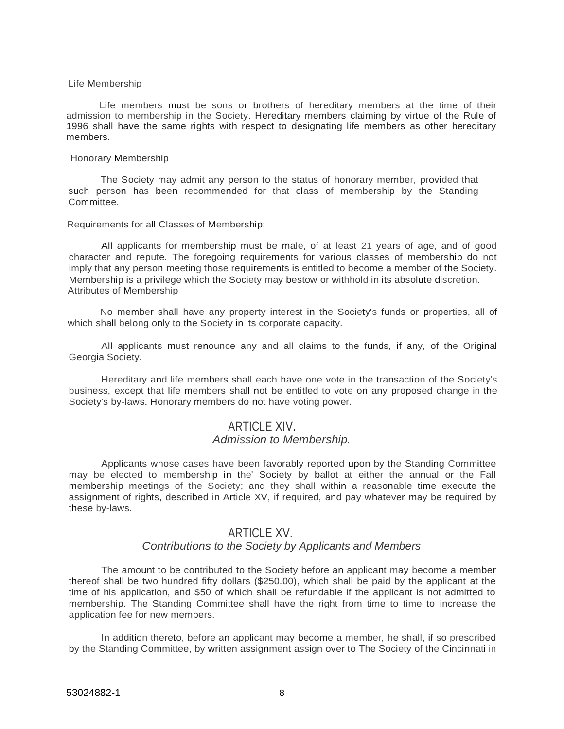Life Membership

Life members must be sons or brothers of hereditary members at the time of their admission to membership in the Society. Hereditary members claiming by virtue of the Rule of 1996 shall have the same rights with respect to designating life members as other hereditary members.

Honorary Membership

The Society may admit any person to the status of honorary member, provided that such person has been recommended for that class of membership by the Standing Committee.

Requirements for all Classes of Membership:

All applicants for membership must be male, of at least 21 years of age, and of good character and repute. The foregoing requirements for various classes of membership do not imply that any person meeting those requirements is entitled to become a member of the Society. Membership is a privilege which the Society may bestow or withhold in its absolute discretion.

Attributes of Membership

No member shall have any property interest in the Society's funds or properties, all of which shall belong only to the Society in its corporate capacity.

All applicants must renounce any and all claims to the funds, if any, of the Original Georgia Society.

Hereditary and life members shall each have one vote in the transaction of the Society's business, except that life members shall not be entitled to vote on any proposed change in the Society's by-laws. Honorary members do not have voting power.

## ARTICLE XIV.
*Admission to Membership.*

Applicants whose cases have been favorably reported upon by the Standing Committee may be elected to membership in the' Society by ballot at either the annual or the Fall membership meetings of the Society; and they shall within a reasonable time execute the assignment of rights, described in Article XV, if required, and pay whatever may be required by these by-laws.

## ARTICLE XV.
*Contributions to the Society by Applicants and Members*

The amount to be contributed to the Society before an applicant may become a member thereof shall be two hundred fifty dollars ($250.00), which shall be paid by the applicant at the time of his application, and $50 of which shall be refundable if the applicant is not admitted to membership. The Standing Committee shall have the right from time to time to increase the application fee for new members.

In addition thereto, before an applicant may become a member, he shall, if so prescribed by the Standing Committee, by written assignment assign over to The Society of the Cincinnati in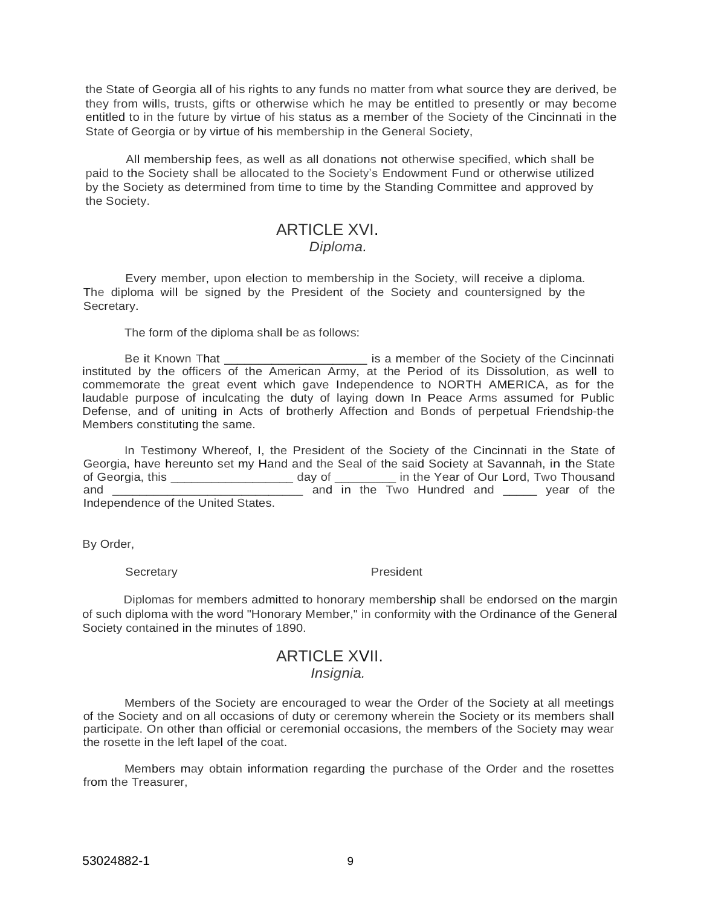the State of Georgia all of his rights to any funds no matter from what source they are derived, be they from wills, trusts, gifts or otherwise which he may be entitled to presently or may become entitled to in the future by virtue of his status as a member of the Society of the Cincinnati in the State of Georgia or by virtue of his membership in the General Society,

All membership fees, as well as all donations not otherwise specified, which shall be paid to the Society shall be allocated to the Society's Endowment Fund or otherwise utilized by the Society as determined from time to time by the Standing Committee and approved by the Society.

## ARTICLE XVI.
### *Diploma.*

Every member, upon election to membership in the Society, will receive a diploma. The diploma will be signed by the President of the Society and countersigned by the Secretary.

The form of the diploma shall be as follows:

Be it Known That ____________________ is a member of the Society of the Cincinnati instituted by the officers of the American Army, at the Period of its Dissolution, as well to commemorate the great event which gave Independence to NORTH AMERICA, as for the laudable purpose of inculcating the duty of laying down In Peace Arms assumed for Public Defense, and of uniting in Acts of brotherly Affection and Bonds of perpetual Friendship-the Members constituting the same.

In Testimony Whereof, I, the President of the Society of the Cincinnati in the State of Georgia, have hereunto set my Hand and the Seal of the said Society at Savannah, in the State of Georgia, this _________________ day of _________ in the Year of Our Lord, Two Thousand and ____________________________ and in the Two Hundred and _____ year of the Independence of the United States.

By Order,

Secretary President

Diplomas for members admitted to honorary membership shall be endorsed on the margin of such diploma with the word "Honorary Member," in conformity with the Ordinance of the General Society contained in the minutes of 1890.

## ARTICLE XVII.
### *Insignia.*

Members of the Society are encouraged to wear the Order of the Society at all meetings of the Society and on all occasions of duty or ceremony wherein the Society or its members shall participate. On other than official or ceremonial occasions, the members of the Society may wear the rosette in the left lapel of the coat.

Members may obtain information regarding the purchase of the Order and the rosettes from the Treasurer,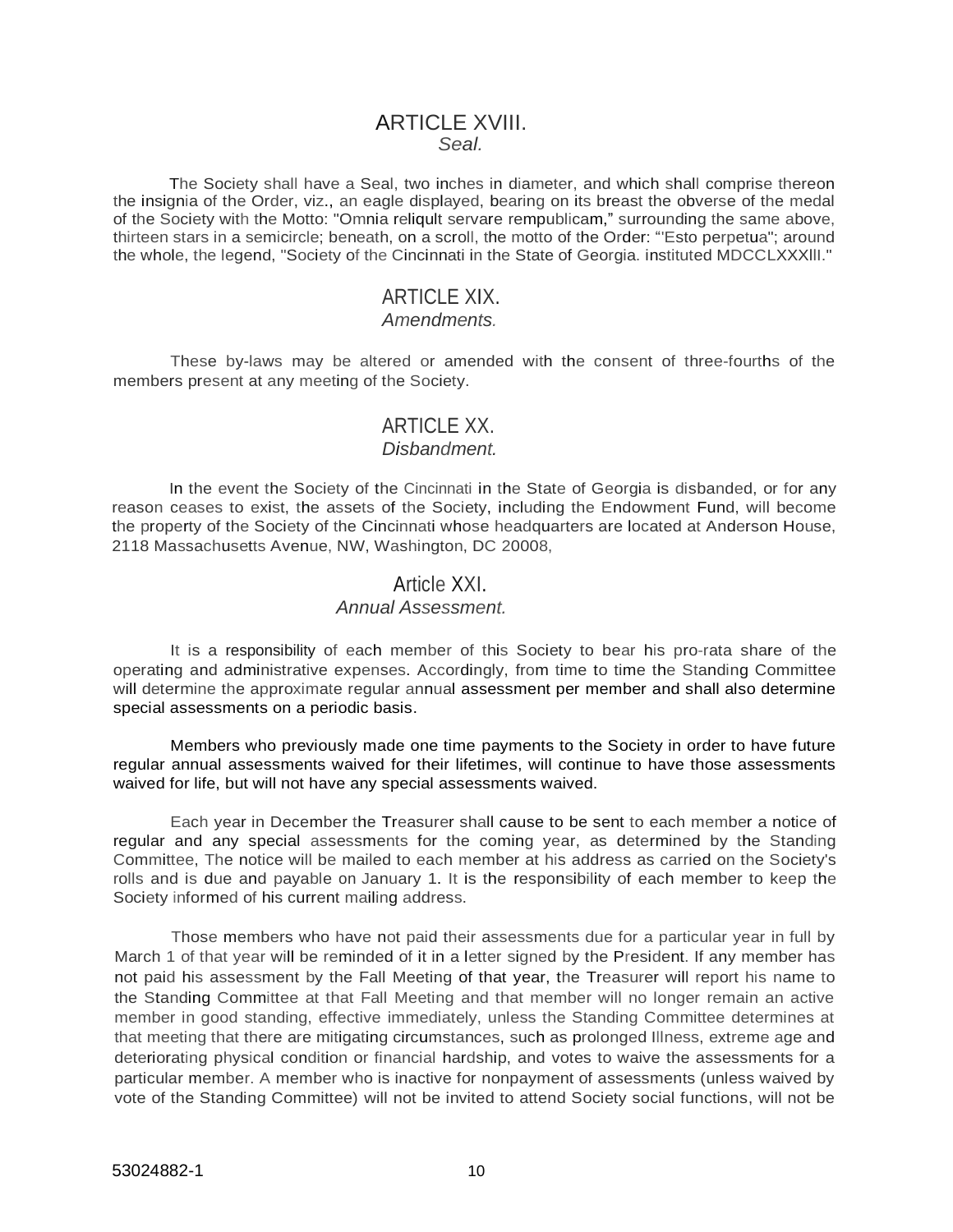## ARTICLE XVIII.
*Seal.*

The Society shall have a Seal, two inches in diameter, and which shall comprise thereon the insignia of the Order, viz., an eagle displayed, bearing on its breast the obverse of the medal of the Society with the Motto: "Omnia reliqult servare rempublicam," surrounding the same above, thirteen stars in a semicircle; beneath, on a scroll, the motto of the Order: "'Esto perpetua"; around the whole, the legend, "Society of the Cincinnati in the State of Georgia. instituted MDCCLXXXlll."

## ARTICLE XIX.
*Amendments.*

These by-laws may be altered or amended with the consent of three-fourths of the members present at any meeting of the Society.

## ARTICLE XX.
*Disbandment.*

In the event the Society of the Cincinnati in the State of Georgia is disbanded, or for any reason ceases to exist, the assets of the Society, including the Endowment Fund, will become the property of the Society of the Cincinnati whose headquarters are located at Anderson House, 2118 Massachusetts Avenue, NW, Washington, DC 20008,

## Article XXI.
*Annual Assessment.*

It is a responsibility of each member of this Society to bear his pro-rata share of the operating and administrative expenses. Accordingly, from time to time the Standing Committee will determine the approximate regular annual assessment per member and shall also determine special assessments on a periodic basis.

Members who previously made one time payments to the Society in order to have future regular annual assessments waived for their lifetimes, will continue to have those assessments waived for life, but will not have any special assessments waived.

Each year in December the Treasurer shall cause to be sent to each member a notice of regular and any special assessments for the coming year, as determined by the Standing Committee, The notice will be mailed to each member at his address as carried on the Society's rolls and is due and payable on January 1. It is the responsibility of each member to keep the Society informed of his current mailing address.

Those members who have not paid their assessments due for a particular year in full by March 1 of that year will be reminded of it in a letter signed by the President. If any member has not paid his assessment by the Fall Meeting of that year, the Treasurer will report his name to the Standing Committee at that Fall Meeting and that member will no longer remain an active member in good standing, effective immediately, unless the Standing Committee determines at that meeting that there are mitigating circumstances, such as prolonged Illness, extreme age and deteriorating physical condition or financial hardship, and votes to waive the assessments for a particular member. A member who is inactive for nonpayment of assessments (unless waived by vote of the Standing Committee) will not be invited to attend Society social functions, will not be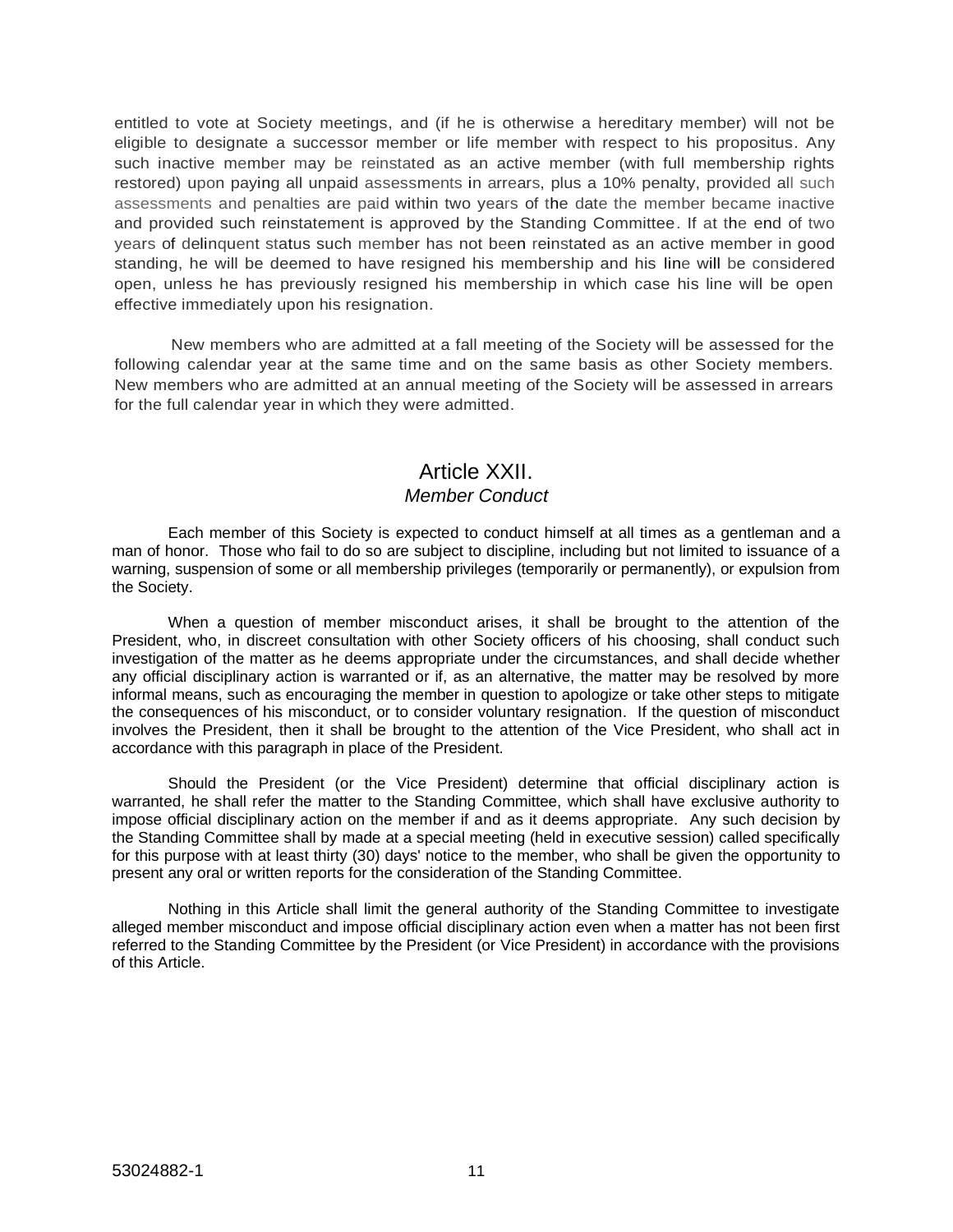entitled to vote at Society meetings, and (if he is otherwise a hereditary member) will not be eligible to designate a successor member or life member with respect to his propositus. Any such inactive member may be reinstated as an active member (with full membership rights restored) upon paying all unpaid assessments in arrears, plus a 10% penalty, provided all such assessments and penalties are paid within two years of the date the member became inactive and provided such reinstatement is approved by the Standing Committee. If at the end of two years of delinquent status such member has not been reinstated as an active member in good standing, he will be deemed to have resigned his membership and his line will be considered open, unless he has previously resigned his membership in which case his line will be open effective immediately upon his resignation.

New members who are admitted at a fall meeting of the Society will be assessed for the following calendar year at the same time and on the same basis as other Society members. New members who are admitted at an annual meeting of the Society will be assessed in arrears for the full calendar year in which they were admitted.

## Article XXII.
*Member Conduct*

Each member of this Society is expected to conduct himself at all times as a gentleman and a man of honor. Those who fail to do so are subject to discipline, including but not limited to issuance of a warning, suspension of some or all membership privileges (temporarily or permanently), or expulsion from the Society.

When a question of member misconduct arises, it shall be brought to the attention of the President, who, in discreet consultation with other Society officers of his choosing, shall conduct such investigation of the matter as he deems appropriate under the circumstances, and shall decide whether any official disciplinary action is warranted or if, as an alternative, the matter may be resolved by more informal means, such as encouraging the member in question to apologize or take other steps to mitigate the consequences of his misconduct, or to consider voluntary resignation. If the question of misconduct involves the President, then it shall be brought to the attention of the Vice President, who shall act in accordance with this paragraph in place of the President.

Should the President (or the Vice President) determine that official disciplinary action is warranted, he shall refer the matter to the Standing Committee, which shall have exclusive authority to impose official disciplinary action on the member if and as it deems appropriate. Any such decision by the Standing Committee shall by made at a special meeting (held in executive session) called specifically for this purpose with at least thirty (30) days' notice to the member, who shall be given the opportunity to present any oral or written reports for the consideration of the Standing Committee.

Nothing in this Article shall limit the general authority of the Standing Committee to investigate alleged member misconduct and impose official disciplinary action even when a matter has not been first referred to the Standing Committee by the President (or Vice President) in accordance with the provisions of this Article.

53024882-1